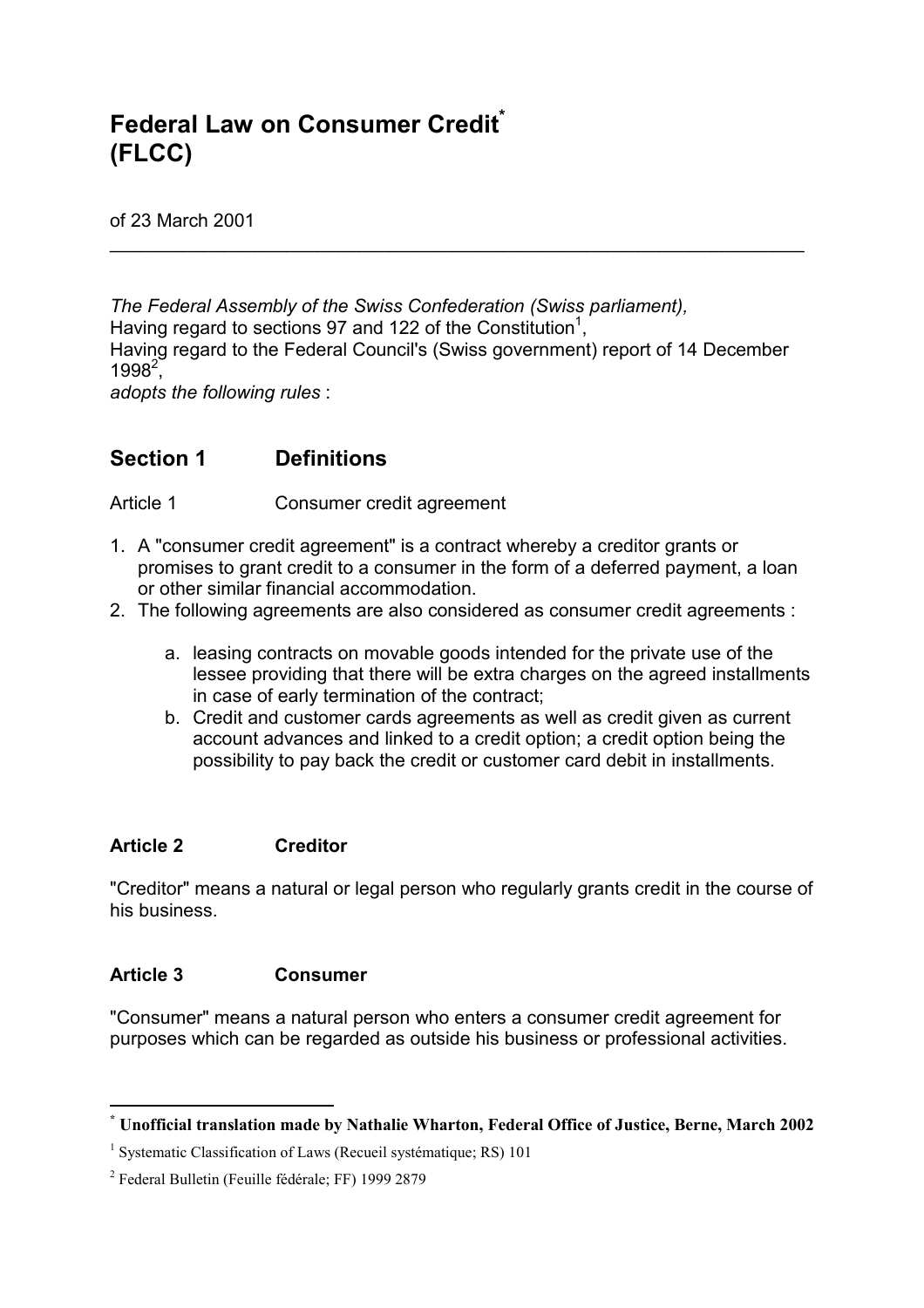# Federal Law on Consumer Credit[*] (FLCC)

of 23 March 2001

---

*The Federal Assembly of the Swiss Confederation (Swiss parliament),*
Having regard to sections 97 and 122 of the Constitution[1],
Having regard to the Federal Council's (Swiss government) report of 14 December 1998[2],
*adopts the following rules* :

## Section 1 Definitions

Article 1 Consumer credit agreement

1. A "consumer credit agreement" is a contract whereby a creditor grants or promises to grant credit to a consumer in the form of a deferred payment, a loan or other similar financial accommodation.
2. The following agreements are also considered as consumer credit agreements :

   a. leasing contracts on movable goods intended for the private use of the lessee providing that there will be extra charges on the agreed installments in case of early termination of the contract;
   b. Credit and customer cards agreements as well as credit given as current account advances and linked to a credit option; a credit option being the possibility to pay back the credit or customer card debit in installments.

### Article 2 Creditor

"Creditor" means a natural or legal person who regularly grants credit in the course of his business.

### Article 3 Consumer

"Consumer" means a natural person who enters a consumer credit agreement for purposes which can be regarded as outside his business or professional activities.

---

[*] **Unofficial translation made by Nathalie Wharton, Federal Office of Justice, Berne, March 2002**

[1] Systematic Classification of Laws (Recueil systématique; RS) 101

[2] Federal Bulletin (Feuille fédérale; FF) 1999 2879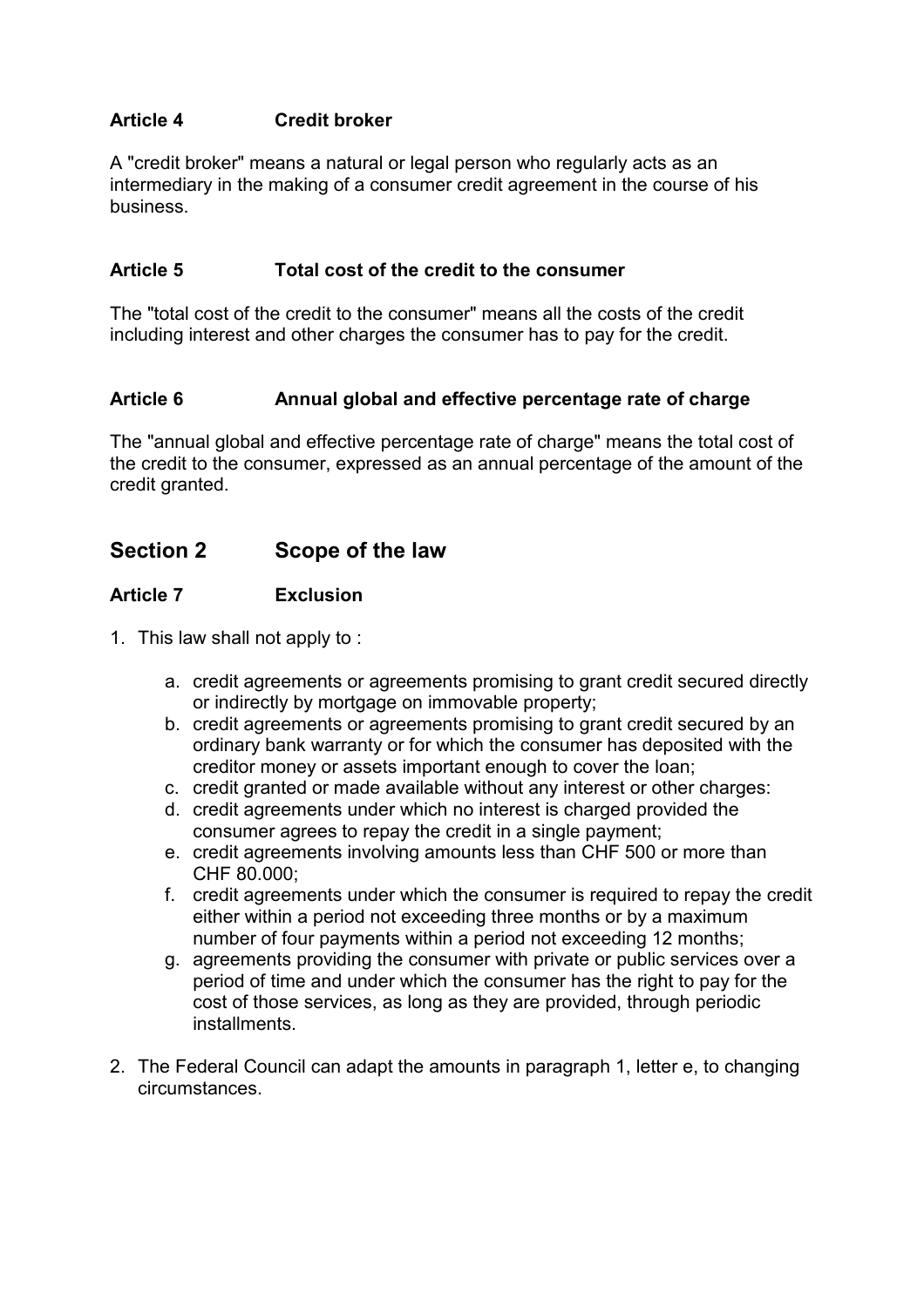### Article 4 Credit broker

A "credit broker" means a natural or legal person who regularly acts as an intermediary in the making of a consumer credit agreement in the course of his business.

### Article 5 Total cost of the credit to the consumer

The "total cost of the credit to the consumer" means all the costs of the credit including interest and other charges the consumer has to pay for the credit.

### Article 6 Annual global and effective percentage rate of charge

The "annual global and effective percentage rate of charge" means the total cost of the credit to the consumer, expressed as an annual percentage of the amount of the credit granted.

## Section 2 Scope of the law

### Article 7 Exclusion

1. This law shall not apply to :

    a. credit agreements or agreements promising to grant credit secured directly or indirectly by mortgage on immovable property;
    b. credit agreements or agreements promising to grant credit secured by an ordinary bank warranty or for which the consumer has deposited with the creditor money or assets important enough to cover the loan;
    c. credit granted or made available without any interest or other charges:
    d. credit agreements under which no interest is charged provided the consumer agrees to repay the credit in a single payment;
    e. credit agreements involving amounts less than CHF 500 or more than CHF 80.000;
    f. credit agreements under which the consumer is required to repay the credit either within a period not exceeding three months or by a maximum number of four payments within a period not exceeding 12 months;
    g. agreements providing the consumer with private or public services over a period of time and under which the consumer has the right to pay for the cost of those services, as long as they are provided, through periodic installments.

2. The Federal Council can adapt the amounts in paragraph 1, letter e, to changing circumstances.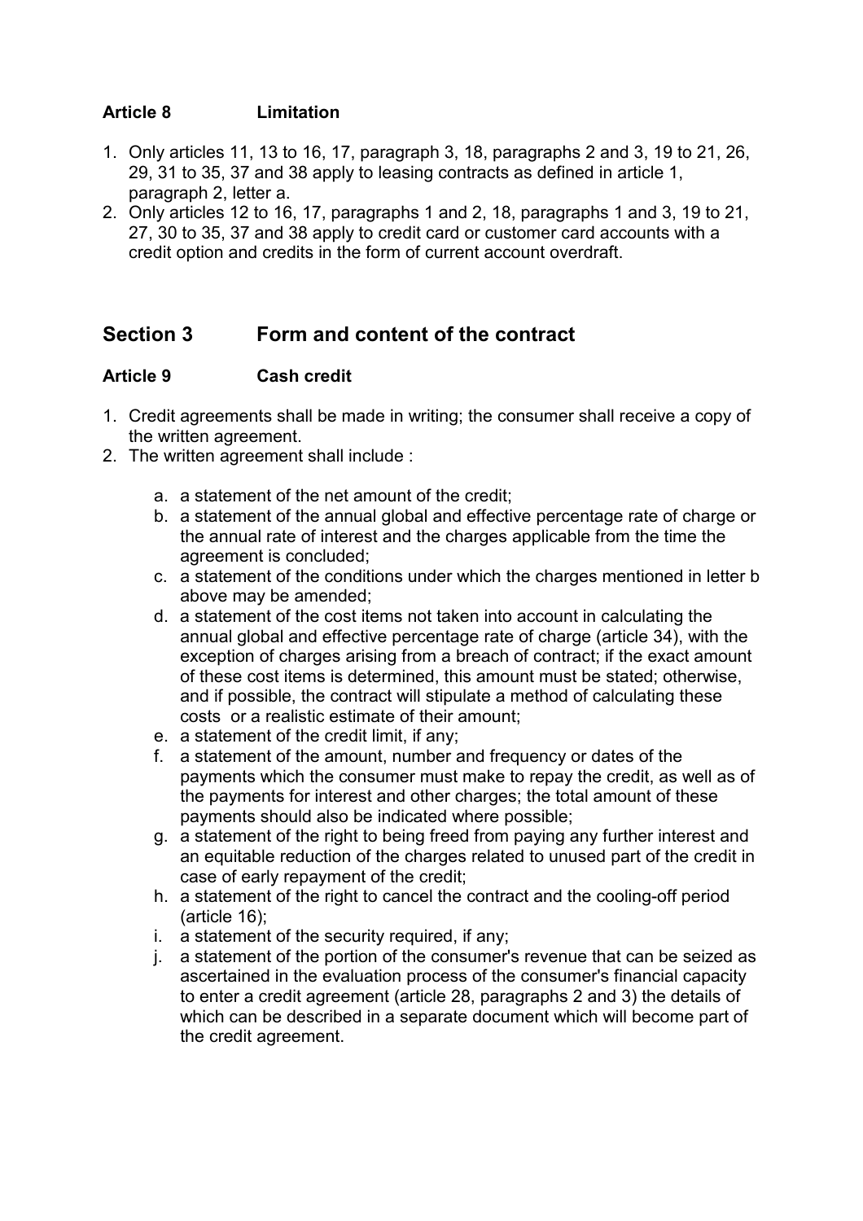### Article 8 Limitation

1. Only articles 11, 13 to 16, 17, paragraph 3, 18, paragraphs 2 and 3, 19 to 21, 26, 29, 31 to 35, 37 and 38 apply to leasing contracts as defined in article 1, paragraph 2, letter a.
2. Only articles 12 to 16, 17, paragraphs 1 and 2, 18, paragraphs 1 and 3, 19 to 21, 27, 30 to 35, 37 and 38 apply to credit card or customer card accounts with a credit option and credits in the form of current account overdraft.

## Section 3 Form and content of the contract

### Article 9 Cash credit

1. Credit agreements shall be made in writing; the consumer shall receive a copy of the written agreement.
2. The written agreement shall include :
   a. a statement of the net amount of the credit;
   b. a statement of the annual global and effective percentage rate of charge or the annual rate of interest and the charges applicable from the time the agreement is concluded;
   c. a statement of the conditions under which the charges mentioned in letter b above may be amended;
   d. a statement of the cost items not taken into account in calculating the annual global and effective percentage rate of charge (article 34), with the exception of charges arising from a breach of contract; if the exact amount of these cost items is determined, this amount must be stated; otherwise, and if possible, the contract will stipulate a method of calculating these costs or a realistic estimate of their amount;
   e. a statement of the credit limit, if any;
   f. a statement of the amount, number and frequency or dates of the payments which the consumer must make to repay the credit, as well as of the payments for interest and other charges; the total amount of these payments should also be indicated where possible;
   g. a statement of the right to being freed from paying any further interest and an equitable reduction of the charges related to unused part of the credit in case of early repayment of the credit;
   h. a statement of the right to cancel the contract and the cooling-off period (article 16);
   i. a statement of the security required, if any;
   j. a statement of the portion of the consumer's revenue that can be seized as ascertained in the evaluation process of the consumer's financial capacity to enter a credit agreement (article 28, paragraphs 2 and 3) the details of which can be described in a separate document which will become part of the credit agreement.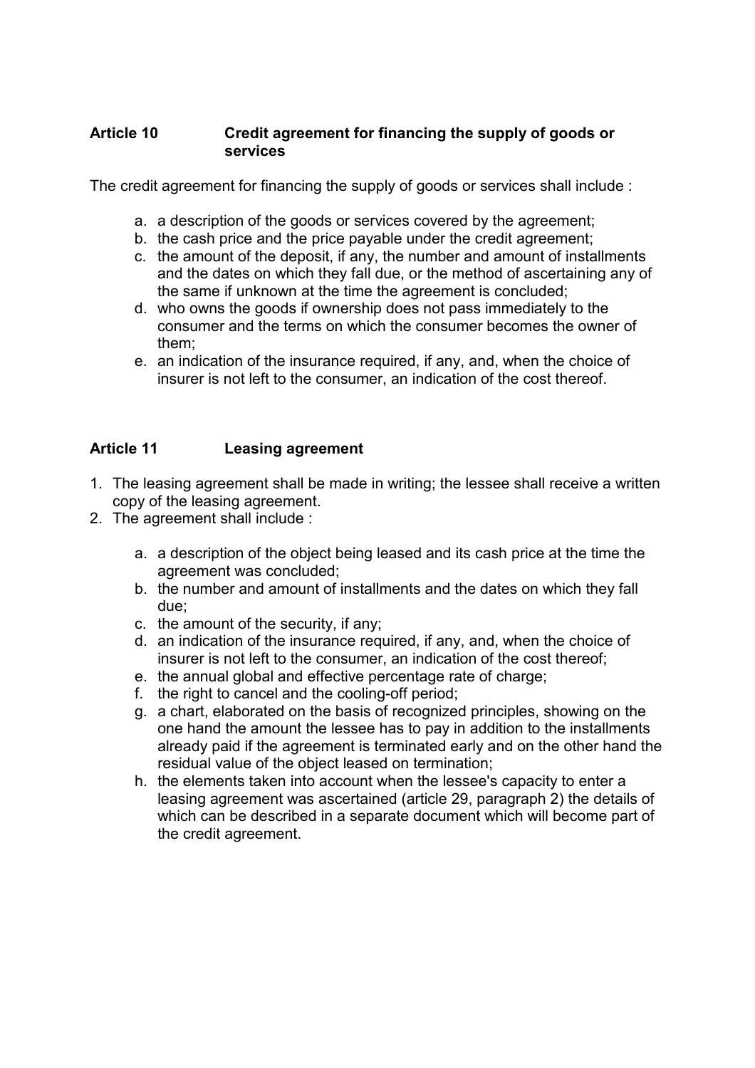## Article 10 Credit agreement for financing the supply of goods or services

The credit agreement for financing the supply of goods or services shall include :

a. a description of the goods or services covered by the agreement;
b. the cash price and the price payable under the credit agreement;
c. the amount of the deposit, if any, the number and amount of installments and the dates on which they fall due, or the method of ascertaining any of the same if unknown at the time the agreement is concluded;
d. who owns the goods if ownership does not pass immediately to the consumer and the terms on which the consumer becomes the owner of them;
e. an indication of the insurance required, if any, and, when the choice of insurer is not left to the consumer, an indication of the cost thereof.

## Article 11 Leasing agreement

1. The leasing agreement shall be made in writing; the lessee shall receive a written copy of the leasing agreement.
2. The agreement shall include :

   a. a description of the object being leased and its cash price at the time the agreement was concluded;
   b. the number and amount of installments and the dates on which they fall due;
   c. the amount of the security, if any;
   d. an indication of the insurance required, if any, and, when the choice of insurer is not left to the consumer, an indication of the cost thereof;
   e. the annual global and effective percentage rate of charge;
   f. the right to cancel and the cooling-off period;
   g. a chart, elaborated on the basis of recognized principles, showing on the one hand the amount the lessee has to pay in addition to the installments already paid if the agreement is terminated early and on the other hand the residual value of the object leased on termination;
   h. the elements taken into account when the lessee's capacity to enter a leasing agreement was ascertained (article 29, paragraph 2) the details of which can be described in a separate document which will become part of the credit agreement.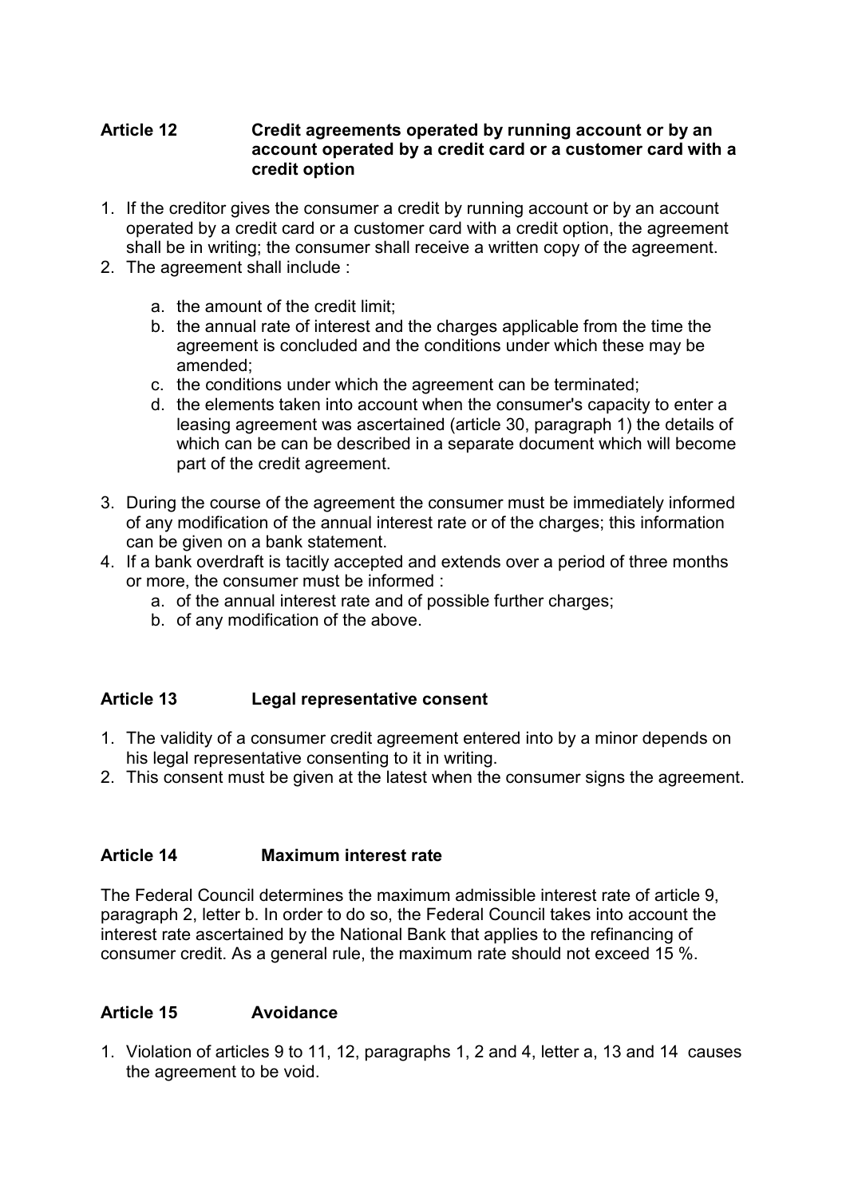**Article 12 Credit agreements operated by running account or by an account operated by a credit card or a customer card with a credit option**

1. If the creditor gives the consumer a credit by running account or by an account operated by a credit card or a customer card with a credit option, the agreement shall be in writing; the consumer shall receive a written copy of the agreement.
2. The agreement shall include :
   a. the amount of the credit limit;
   b. the annual rate of interest and the charges applicable from the time the agreement is concluded and the conditions under which these may be amended;
   c. the conditions under which the agreement can be terminated;
   d. the elements taken into account when the consumer's capacity to enter a leasing agreement was ascertained (article 30, paragraph 1) the details of which can be can be described in a separate document which will become part of the credit agreement.
3. During the course of the agreement the consumer must be immediately informed of any modification of the annual interest rate or of the charges; this information can be given on a bank statement.
4. If a bank overdraft is tacitly accepted and extends over a period of three months or more, the consumer must be informed :
   a. of the annual interest rate and of possible further charges;
   b. of any modification of the above.

**Article 13 Legal representative consent**

1. The validity of a consumer credit agreement entered into by a minor depends on his legal representative consenting to it in writing.
2. This consent must be given at the latest when the consumer signs the agreement.

**Article 14 Maximum interest rate**

The Federal Council determines the maximum admissible interest rate of article 9, paragraph 2, letter b. In order to do so, the Federal Council takes into account the interest rate ascertained by the National Bank that applies to the refinancing of consumer credit. As a general rule, the maximum rate should not exceed 15 %.

**Article 15 Avoidance**

1. Violation of articles 9 to 11, 12, paragraphs 1, 2 and 4, letter a, 13 and 14 causes the agreement to be void.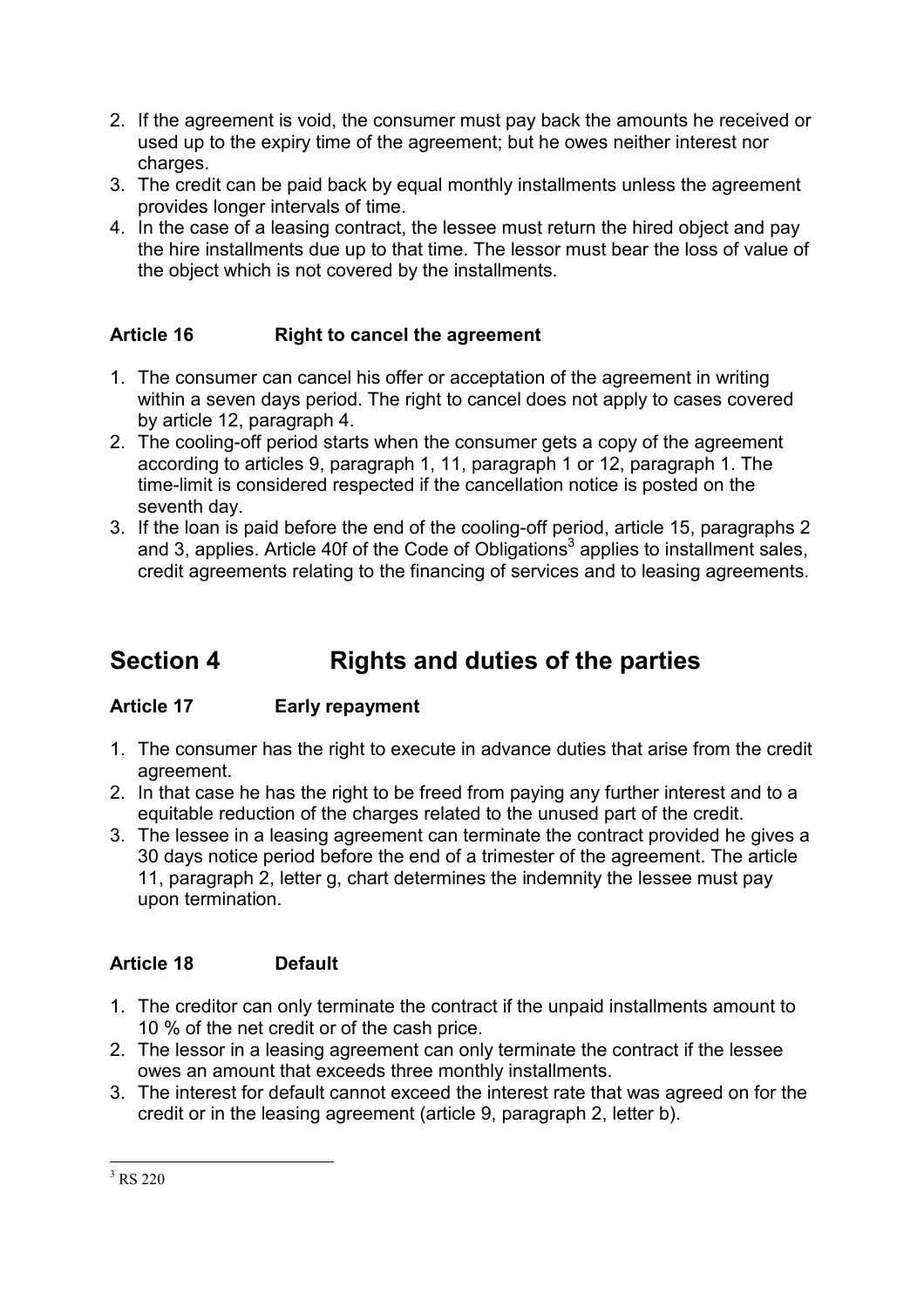2. If the agreement is void, the consumer must pay back the amounts he received or used up to the expiry time of the agreement; but he owes neither interest nor charges.
3. The credit can be paid back by equal monthly installments unless the agreement provides longer intervals of time.
4. In the case of a leasing contract, the lessee must return the hired object and pay the hire installments due up to that time. The lessor must bear the loss of value of the object which is not covered by the installments.

### Article 16 Right to cancel the agreement

1. The consumer can cancel his offer or acceptance of the agreement in writing within a seven days period. The right to cancel does not apply to cases covered by article 12, paragraph 4.
2. The cooling-off period starts when the consumer gets a copy of the agreement according to articles 9, paragraph 1, 11, paragraph 1 or 12, paragraph 1. The time-limit is considered respected if the cancellation notice is posted on the seventh day.
3. If the loan is paid before the end of the cooling-off period, article 15, paragraphs 2 and 3, applies. Article 40f of the Code of Obligations[3] applies to installment sales, credit agreements relating to the financing of services and to leasing agreements.

## Section 4 Rights and duties of the parties

### Article 17 Early repayment

1. The consumer has the right to execute in advance duties that arise from the credit agreement.
2. In that case he has the right to be freed from paying any further interest and to a equitable reduction of the charges related to the unused part of the credit.
3. The lessee in a leasing agreement can terminate the contract provided he gives a 30 days notice period before the end of a trimester of the agreement. The article 11, paragraph 2, letter g, chart determines the indemnity the lessee must pay upon termination.

### Article 18 Default

1. The creditor can only terminate the contract if the unpaid installments amount to 10 % of the net credit or of the cash price.
2. The lessor in a leasing agreement can only terminate the contract if the lessee owes an amount that exceeds three monthly installments.
3. The interest for default cannot exceed the interest rate that was agreed on for the credit or in the leasing agreement (article 9, paragraph 2, letter b).

[3] RS 220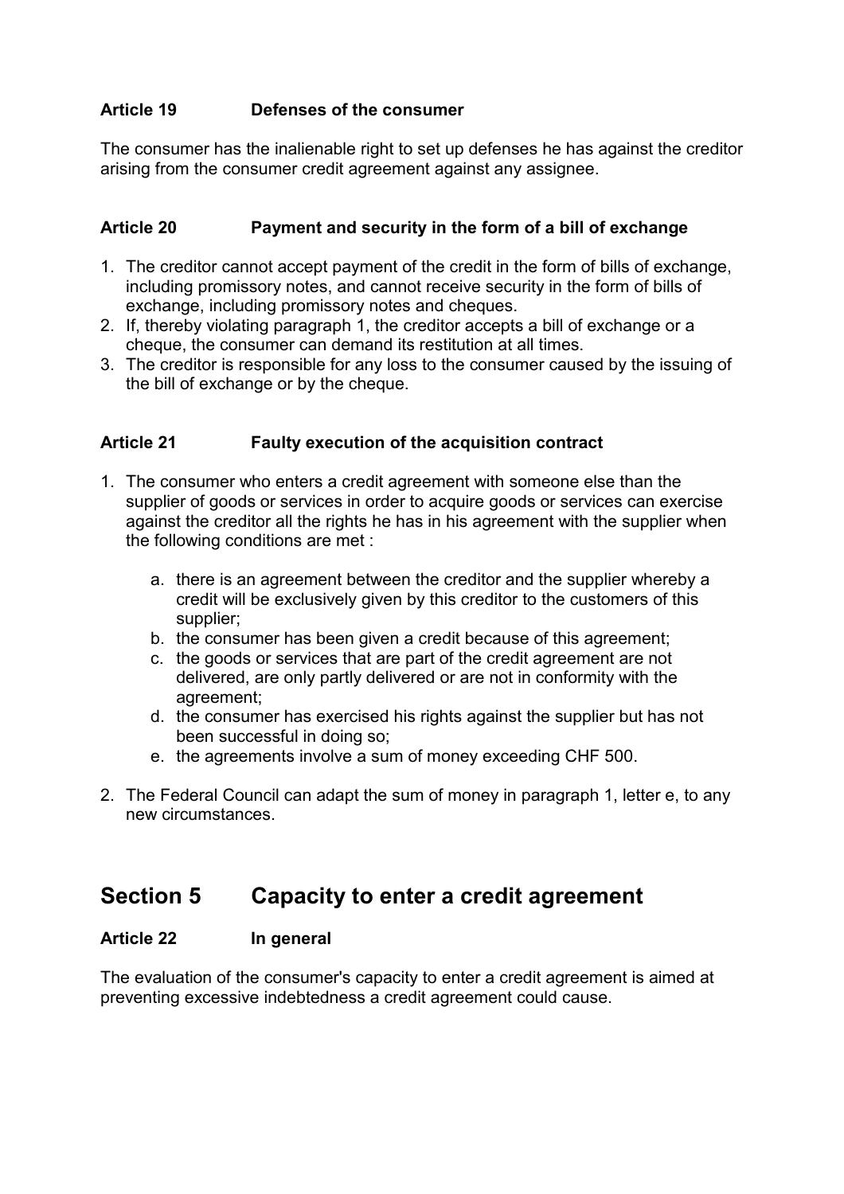### Article 19 Defenses of the consumer

The consumer has the inalienable right to set up defenses he has against the creditor arising from the consumer credit agreement against any assignee.

### Article 20 Payment and security in the form of a bill of exchange

1. The creditor cannot accept payment of the credit in the form of bills of exchange, including promissory notes, and cannot receive security in the form of bills of exchange, including promissory notes and cheques.
2. If, thereby violating paragraph 1, the creditor accepts a bill of exchange or a cheque, the consumer can demand its restitution at all times.
3. The creditor is responsible for any loss to the consumer caused by the issuing of the bill of exchange or by the cheque.

### Article 21 Faulty execution of the acquisition contract

1. The consumer who enters a credit agreement with someone else than the supplier of goods or services in order to acquire goods or services can exercise against the creditor all the rights he has in his agreement with the supplier when the following conditions are met :

   a. there is an agreement between the creditor and the supplier whereby a credit will be exclusively given by this creditor to the customers of this supplier;
   b. the consumer has been given a credit because of this agreement;
   c. the goods or services that are part of the credit agreement are not delivered, are only partly delivered or are not in conformity with the agreement;
   d. the consumer has exercised his rights against the supplier but has not been successful in doing so;
   e. the agreements involve a sum of money exceeding CHF 500.

2. The Federal Council can adapt the sum of money in paragraph 1, letter e, to any new circumstances.

## Section 5 Capacity to enter a credit agreement

### Article 22 In general

The evaluation of the consumer's capacity to enter a credit agreement is aimed at preventing excessive indebtedness a credit agreement could cause.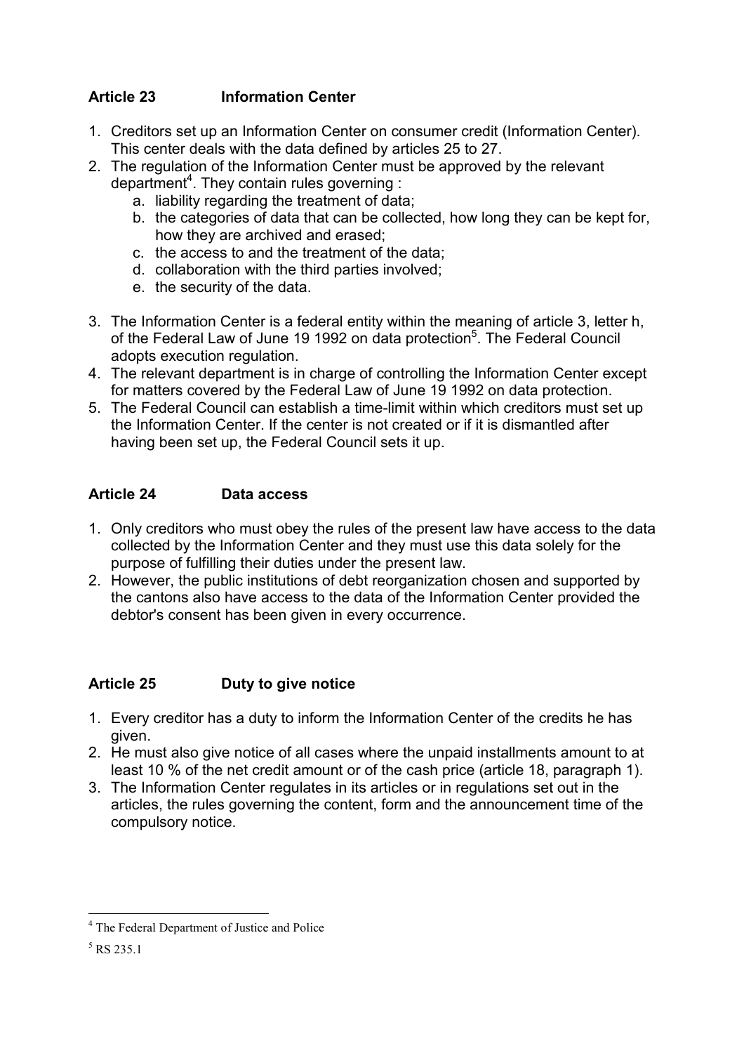## Article 23 Information Center

1. Creditors set up an Information Center on consumer credit (Information Center). This center deals with the data defined by articles 25 to 27.
2. The regulation of the Information Center must be approved by the relevant department[4]. They contain rules governing :
   a. liability regarding the treatment of data;
   b. the categories of data that can be collected, how long they can be kept for, how they are archived and erased;
   c. the access to and the treatment of the data;
   d. collaboration with the third parties involved;
   e. the security of the data.
3. The Information Center is a federal entity within the meaning of article 3, letter h, of the Federal Law of June 19 1992 on data protection[5]. The Federal Council adopts execution regulation.
4. The relevant department is in charge of controlling the Information Center except for matters covered by the Federal Law of June 19 1992 on data protection.
5. The Federal Council can establish a time-limit within which creditors must set up the Information Center. If the center is not created or if it is dismantled after having been set up, the Federal Council sets it up.

## Article 24 Data access

1. Only creditors who must obey the rules of the present law have access to the data collected by the Information Center and they must use this data solely for the purpose of fulfilling their duties under the present law.
2. However, the public institutions of debt reorganization chosen and supported by the cantons also have access to the data of the Information Center provided the debtor's consent has been given in every occurrence.

## Article 25 Duty to give notice

1. Every creditor has a duty to inform the Information Center of the credits he has given.
2. He must also give notice of all cases where the unpaid installments amount to at least 10 % of the net credit amount or of the cash price (article 18, paragraph 1).
3. The Information Center regulates in its articles or in regulations set out in the articles, the rules governing the content, form and the announcement time of the compulsory notice.

---

[4] The Federal Department of Justice and Police

[5] RS 235.1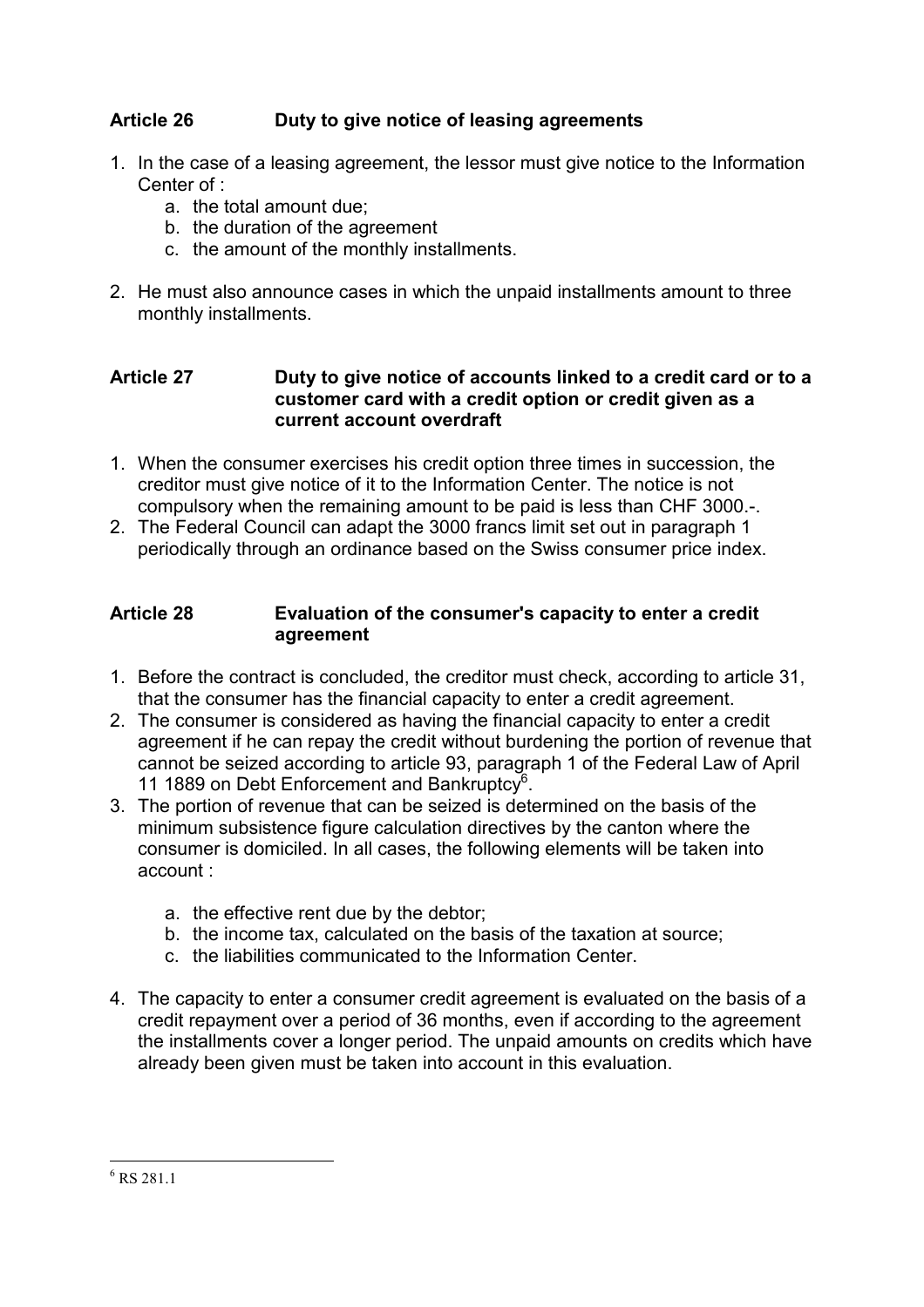### Article 26 Duty to give notice of leasing agreements

1. In the case of a leasing agreement, the lessor must give notice to the Information Center of :
   a. the total amount due;
   b. the duration of the agreement
   c. the amount of the monthly installments.

2. He must also announce cases in which the unpaid installments amount to three monthly installments.

### Article 27 Duty to give notice of accounts linked to a credit card or to a customer card with a credit option or credit given as a current account overdraft

1. When the consumer exercises his credit option three times in succession, the creditor must give notice of it to the Information Center. The notice is not compulsory when the remaining amount to be paid is less than CHF 3000.-.
2. The Federal Council can adapt the 3000 francs limit set out in paragraph 1 periodically through an ordinance based on the Swiss consumer price index.

### Article 28 Evaluation of the consumer's capacity to enter a credit agreement

1. Before the contract is concluded, the creditor must check, according to article 31, that the consumer has the financial capacity to enter a credit agreement.
2. The consumer is considered as having the financial capacity to enter a credit agreement if he can repay the credit without burdening the portion of revenue that cannot be seized according to article 93, paragraph 1 of the Federal Law of April 11 1889 on Debt Enforcement and Bankruptcy[6].
3. The portion of revenue that can be seized is determined on the basis of the minimum subsistence figure calculation directives by the canton where the consumer is domiciled. In all cases, the following elements will be taken into account :
   a. the effective rent due by the debtor;
   b. the income tax, calculated on the basis of the taxation at source;
   c. the liabilities communicated to the Information Center.

4. The capacity to enter a consumer credit agreement is evaluated on the basis of a credit repayment over a period of 36 months, even if according to the agreement the installments cover a longer period. The unpaid amounts on credits which have already been given must be taken into account in this evaluation.

---

[6] RS 281.1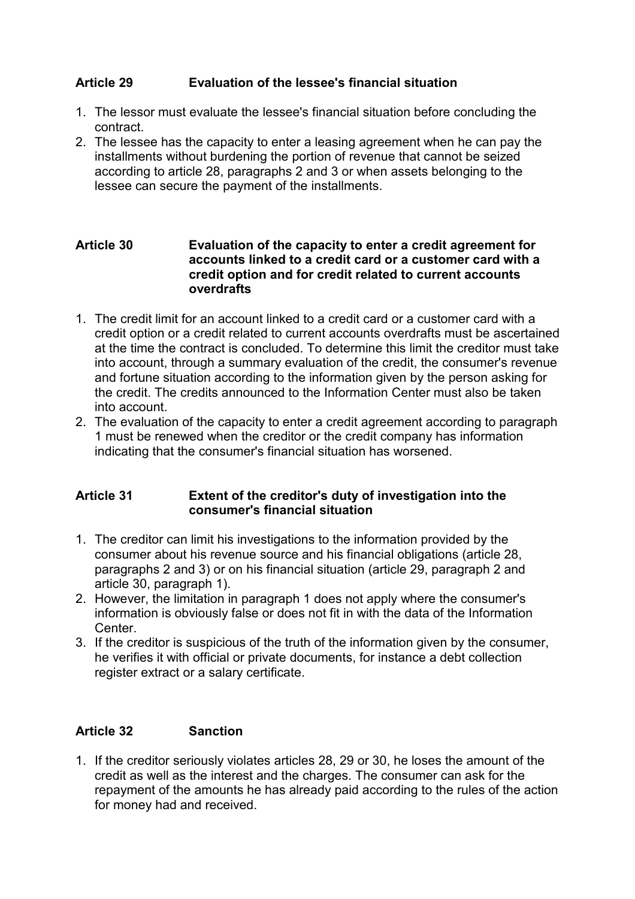### Article 29 Evaluation of the lessee's financial situation

1. The lessor must evaluate the lessee's financial situation before concluding the contract.
2. The lessee has the capacity to enter a leasing agreement when he can pay the installments without burdening the portion of revenue that cannot be seized according to article 28, paragraphs 2 and 3 or when assets belonging to the lessee can secure the payment of the installments.

### Article 30 Evaluation of the capacity to enter a credit agreement for accounts linked to a credit card or a customer card with a credit option and for credit related to current accounts overdrafts

1. The credit limit for an account linked to a credit card or a customer card with a credit option or a credit related to current accounts overdrafts must be ascertained at the time the contract is concluded. To determine this limit the creditor must take into account, through a summary evaluation of the credit, the consumer's revenue and fortune situation according to the information given by the person asking for the credit. The credits announced to the Information Center must also be taken into account.
2. The evaluation of the capacity to enter a credit agreement according to paragraph 1 must be renewed when the creditor or the credit company has information indicating that the consumer's financial situation has worsened.

### Article 31 Extent of the creditor's duty of investigation into the consumer's financial situation

1. The creditor can limit his investigations to the information provided by the consumer about his revenue source and his financial obligations (article 28, paragraphs 2 and 3) or on his financial situation (article 29, paragraph 2 and article 30, paragraph 1).
2. However, the limitation in paragraph 1 does not apply where the consumer's information is obviously false or does not fit in with the data of the Information Center.
3. If the creditor is suspicious of the truth of the information given by the consumer, he verifies it with official or private documents, for instance a debt collection register extract or a salary certificate.

### Article 32 Sanction

1. If the creditor seriously violates articles 28, 29 or 30, he loses the amount of the credit as well as the interest and the charges. The consumer can ask for the repayment of the amounts he has already paid according to the rules of the action for money had and received.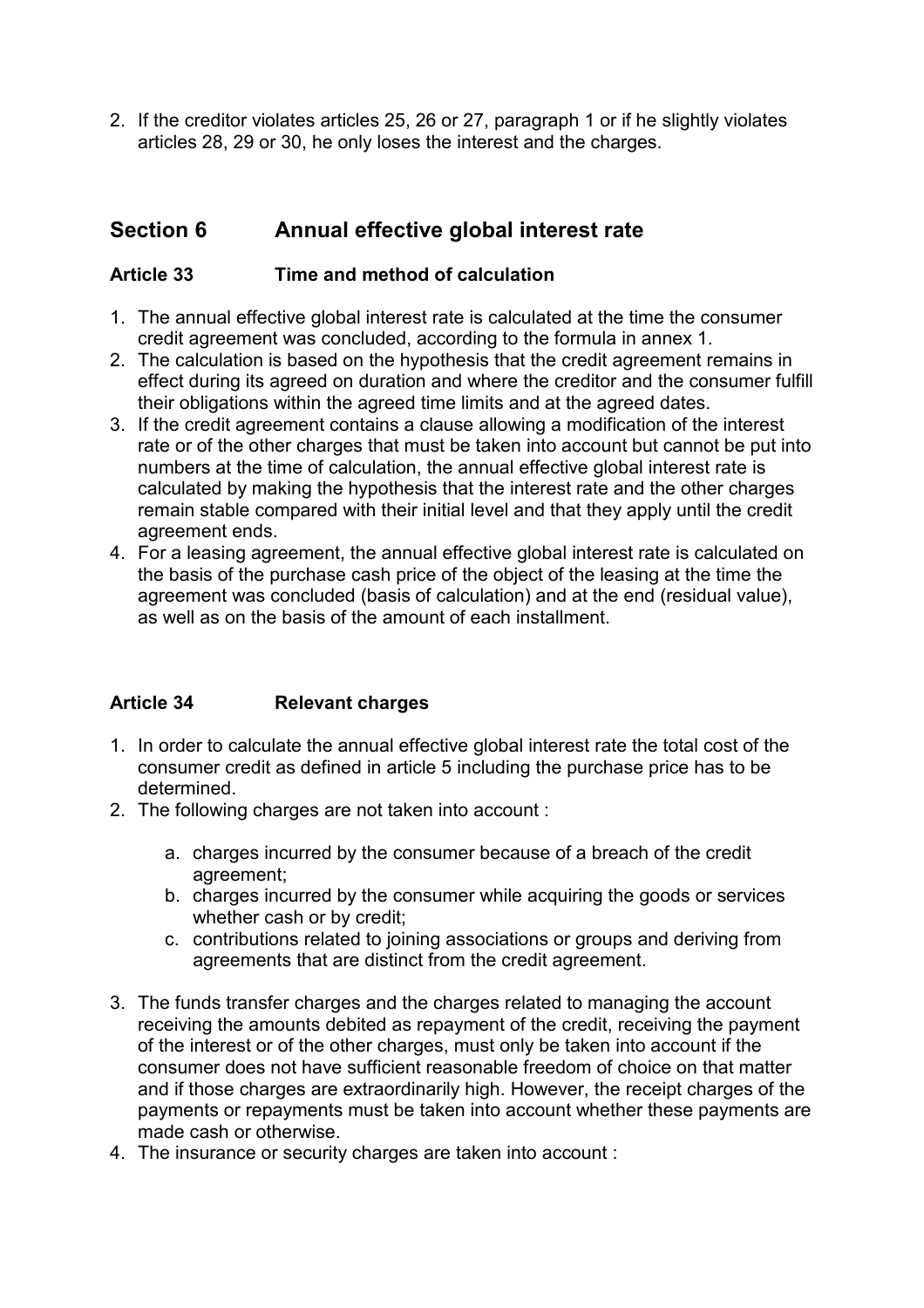2. If the creditor violates articles 25, 26 or 27, paragraph 1 or if he slightly violates articles 28, 29 or 30, he only loses the interest and the charges.

## Section 6 Annual effective global interest rate

### Article 33 Time and method of calculation

1. The annual effective global interest rate is calculated at the time the consumer credit agreement was concluded, according to the formula in annex 1.
2. The calculation is based on the hypothesis that the credit agreement remains in effect during its agreed on duration and where the creditor and the consumer fulfill their obligations within the agreed time limits and at the agreed dates.
3. If the credit agreement contains a clause allowing a modification of the interest rate or of the other charges that must be taken into account but cannot be put into numbers at the time of calculation, the annual effective global interest rate is calculated by making the hypothesis that the interest rate and the other charges remain stable compared with their initial level and that they apply until the credit agreement ends.
4. For a leasing agreement, the annual effective global interest rate is calculated on the basis of the purchase cash price of the object of the leasing at the time the agreement was concluded (basis of calculation) and at the end (residual value), as well as on the basis of the amount of each installment.

### Article 34 Relevant charges

1. In order to calculate the annual effective global interest rate the total cost of the consumer credit as defined in article 5 including the purchase price has to be determined.
2. The following charges are not taken into account :
   a. charges incurred by the consumer because of a breach of the credit agreement;
   b. charges incurred by the consumer while acquiring the goods or services whether cash or by credit;
   c. contributions related to joining associations or groups and deriving from agreements that are distinct from the credit agreement.
3. The funds transfer charges and the charges related to managing the account receiving the amounts debited as repayment of the credit, receiving the payment of the interest or of the other charges, must only be taken into account if the consumer does not have sufficient reasonable freedom of choice on that matter and if those charges are extraordinarily high. However, the receipt charges of the payments or repayments must be taken into account whether these payments are made cash or otherwise.
4. The insurance or security charges are taken into account :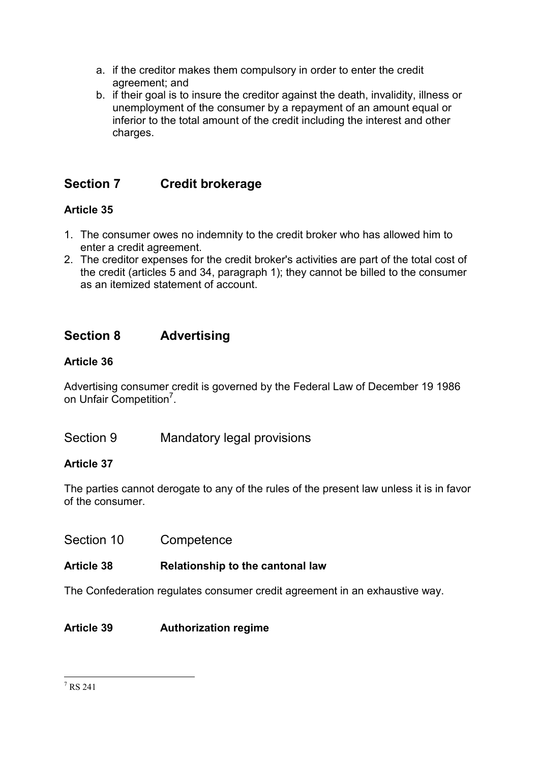a. if the creditor makes them compulsory in order to enter the credit agreement; and
b. if their goal is to insure the creditor against the death, invalidity, illness or unemployment of the consumer by a repayment of an amount equal or inferior to the total amount of the credit including the interest and other charges.

## Section 7 Credit brokerage

### Article 35

1. The consumer owes no indemnity to the credit broker who has allowed him to enter a credit agreement.
2. The creditor expenses for the credit broker's activities are part of the total cost of the credit (articles 5 and 34, paragraph 1); they cannot be billed to the consumer as an itemized statement of account.

## Section 8 Advertising

### Article 36

Advertising consumer credit is governed by the Federal Law of December 19 1986 on Unfair Competition[7].

## Section 9 Mandatory legal provisions

### Article 37

The parties cannot derogate to any of the rules of the present law unless it is in favor of the consumer.

## Section 10 Competence

### Article 38 Relationship to the cantonal law

The Confederation regulates consumer credit agreement in an exhaustive way.

### Article 39 Authorization regime

---

[7] RS 241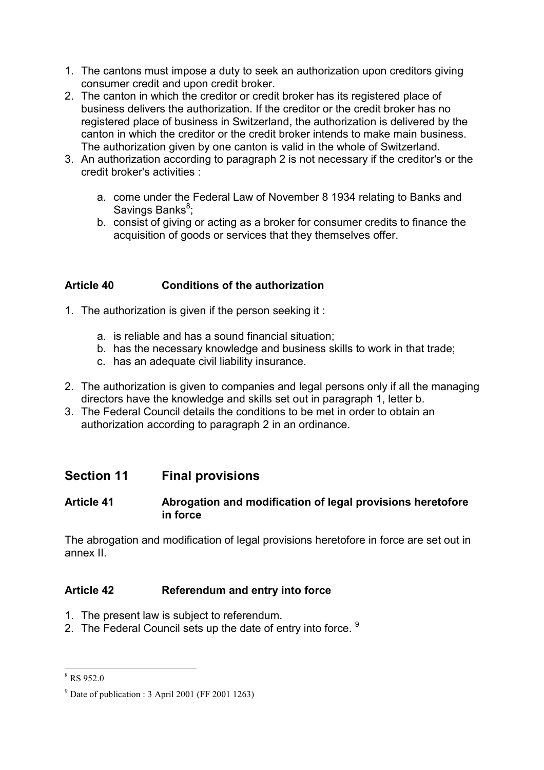1. The cantons must impose a duty to seek an authorization upon creditors giving consumer credit and upon credit broker.
2. The canton in which the creditor or credit broker has its registered place of business delivers the authorization. If the creditor or the credit broker has no registered place of business in Switzerland, the authorization is delivered by the canton in which the creditor or the credit broker intends to make main business. The authorization given by one canton is valid in the whole of Switzerland.
3. An authorization according to paragraph 2 is not necessary if the creditor's or the credit broker's activities :

   a. come under the Federal Law of November 8 1934 relating to Banks and Savings Banks[8];
   b. consist of giving or acting as a broker for consumer credits to finance the acquisition of goods or services that they themselves offer.

### Article 40 Conditions of the authorization

1. The authorization is given if the person seeking it :

   a. is reliable and has a sound financial situation;
   b. has the necessary knowledge and business skills to work in that trade;
   c. has an adequate civil liability insurance.

2. The authorization is given to companies and legal persons only if all the managing directors have the knowledge and skills set out in paragraph 1, letter b.
3. The Federal Council details the conditions to be met in order to obtain an authorization according to paragraph 2 in an ordinance.

## Section 11 Final provisions

### Article 41 Abrogation and modification of legal provisions heretofore in force

The abrogation and modification of legal provisions heretofore in force are set out in annex II.

### Article 42 Referendum and entry into force

1. The present law is subject to referendum.
2. The Federal Council sets up the date of entry into force. [9]

---

[8] RS 952.0

[9] Date of publication : 3 April 2001 (FF 2001 1263)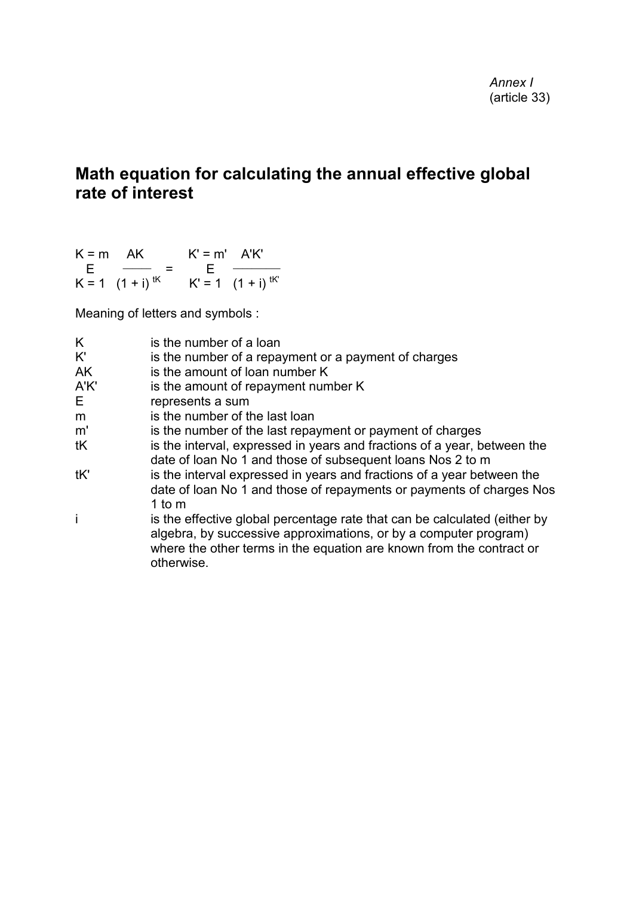*Annex I*
(article 33)

## Math equation for calculating the annual effective global rate of interest

$$\sum_{K=1}^{K=m} \frac{A_K}{(1+i)^{t_K}} = \sum_{K'=1}^{K'=m'} \frac{A'_{K'}}{(1+i)^{t_{K'}}}$$

Meaning of letters and symbols :

| | |
|---|---|
| K | is the number of a loan |
| K' | is the number of a repayment or a payment of charges |
| AK | is the amount of loan number K |
| A'K' | is the amount of repayment number K |
| E | represents a sum |
| m | is the number of the last loan |
| m' | is the number of the last repayment or payment of charges |
| tK | is the interval, expressed in years and fractions of a year, between the date of loan No 1 and those of subsequent loans Nos 2 to m |
| tK' | is the interval expressed in years and fractions of a year between the date of loan No 1 and those of repayments or payments of charges Nos 1 to m |
| i | is the effective global percentage rate that can be calculated (either by algebra, by successive approximations, or by a computer program) where the other terms in the equation are known from the contract or otherwise. |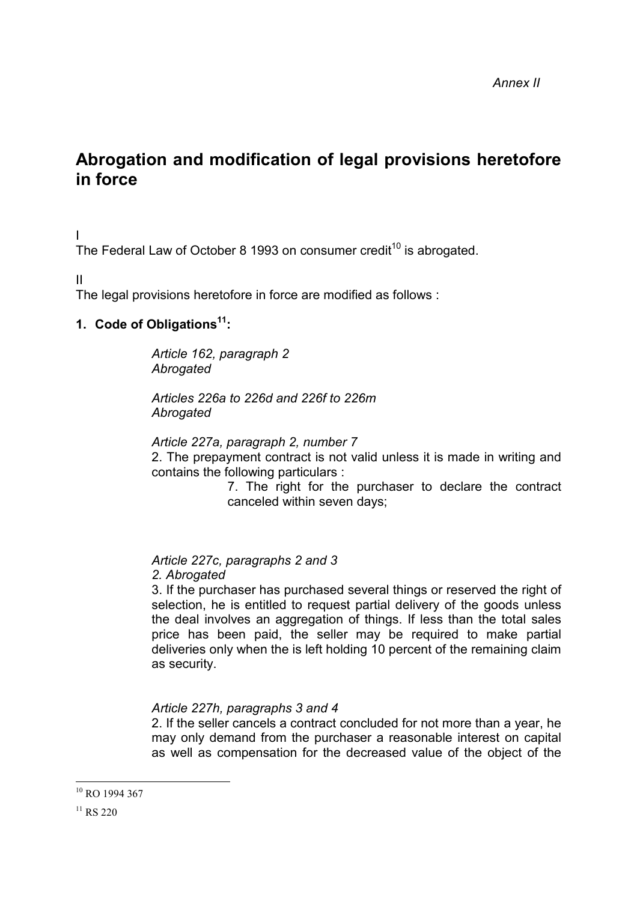*Annex II*

# Abrogation and modification of legal provisions heretofore in force

I

The Federal Law of October 8 1993 on consumer credit[10] is abrogated.

II

The legal provisions heretofore in force are modified as follows :

## 1. Code of Obligations[11]:

*Article 162, paragraph 2*
*Abrogated*

*Articles 226a to 226d and 226f to 226m*
*Abrogated*

*Article 227a, paragraph 2, number 7*
2. The prepayment contract is not valid unless it is made in writing and contains the following particulars :

> 7. The right for the purchaser to declare the contract canceled within seven days;

*Article 227c, paragraphs 2 and 3*
*2. Abrogated*
3. If the purchaser has purchased several things or reserved the right of selection, he is entitled to request partial delivery of the goods unless the deal involves an aggregation of things. If less than the total sales price has been paid, the seller may be required to make partial deliveries only when the is left holding 10 percent of the remaining claim as security.

*Article 227h, paragraphs 3 and 4*
2. If the seller cancels a contract concluded for not more than a year, he may only demand from the purchaser a reasonable interest on capital as well as compensation for the decreased value of the object of the

---

[10] RO 1994 367

[11] RS 220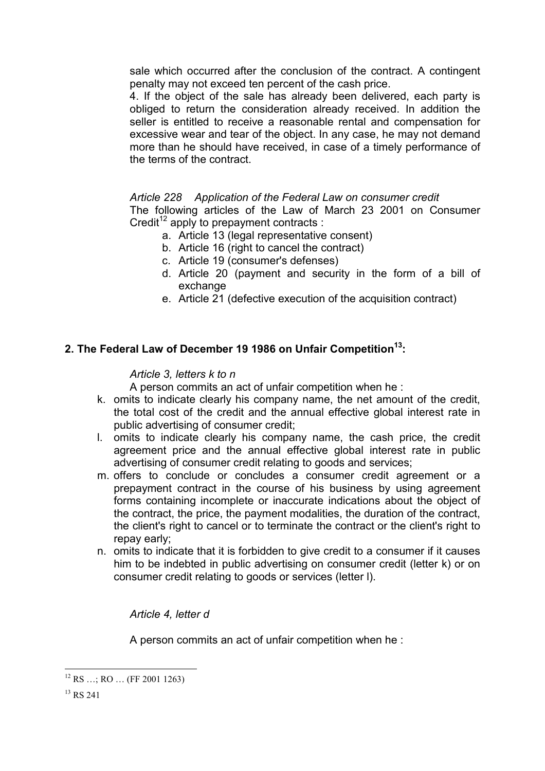sale which occurred after the conclusion of the contract. A contingent penalty may not exceed ten percent of the cash price.

4. If the object of the sale has already been delivered, each party is obliged to return the consideration already received. In addition the seller is entitled to receive a reasonable rental and compensation for excessive wear and tear of the object. In any case, he may not demand more than he should have received, in case of a timely performance of the terms of the contract.

*Article 228 Application of the Federal Law on consumer credit*

The following articles of the Law of March 23 2001 on Consumer Credit[12] apply to prepayment contracts :

a. Article 13 (legal representative consent)
b. Article 16 (right to cancel the contract)
c. Article 19 (consumer's defenses)
d. Article 20 (payment and security in the form of a bill of exchange
e. Article 21 (defective execution of the acquisition contract)

## 2. The Federal Law of December 19 1986 on Unfair Competition[13]:

*Article 3, letters k to n*

A person commits an act of unfair competition when he :

k. omits to indicate clearly his company name, the net amount of the credit, the total cost of the credit and the annual effective global interest rate in public advertising of consumer credit;
l. omits to indicate clearly his company name, the cash price, the credit agreement price and the annual effective global interest rate in public advertising of consumer credit relating to goods and services;
m. offers to conclude or concludes a consumer credit agreement or a prepayment contract in the course of his business by using agreement forms containing incomplete or inaccurate indications about the object of the contract, the price, the payment modalities, the duration of the contract, the client's right to cancel or to terminate the contract or the client's right to repay early;
n. omits to indicate that it is forbidden to give credit to a consumer if it causes him to be indebted in public advertising on consumer credit (letter k) or on consumer credit relating to goods or services (letter l).

*Article 4, letter d*

A person commits an act of unfair competition when he :

---

[12] RS …; RO … (FF 2001 1263)

[13] RS 241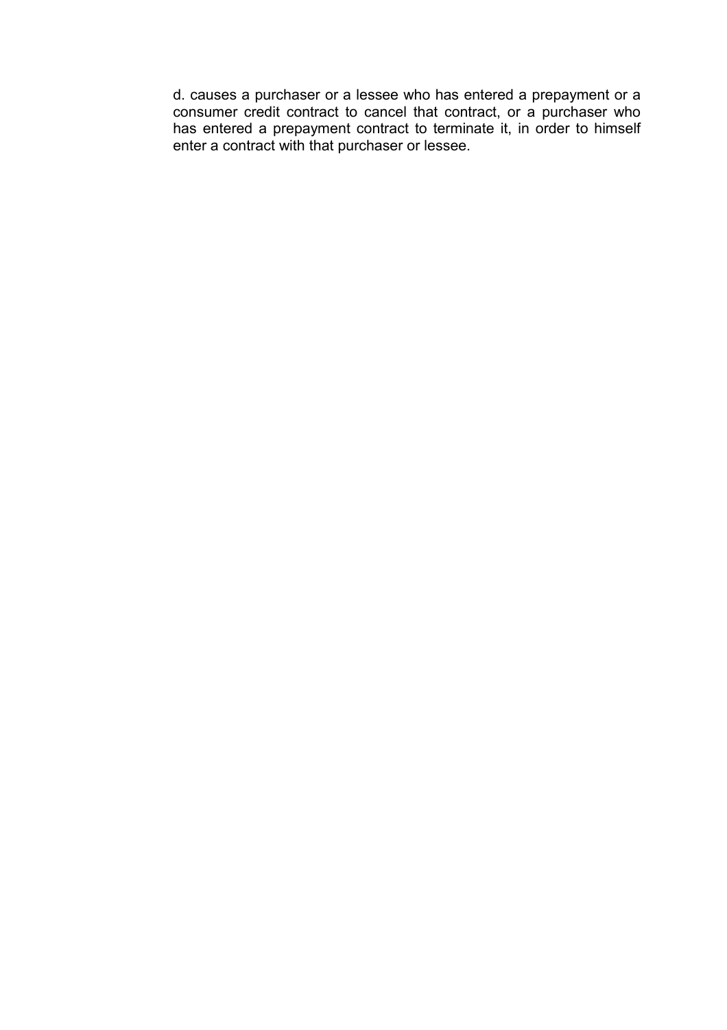d. causes a purchaser or a lessee who has entered a prepayment or a consumer credit contract to cancel that contract, or a purchaser who has entered a prepayment contract to terminate it, in order to himself enter a contract with that purchaser or lessee.